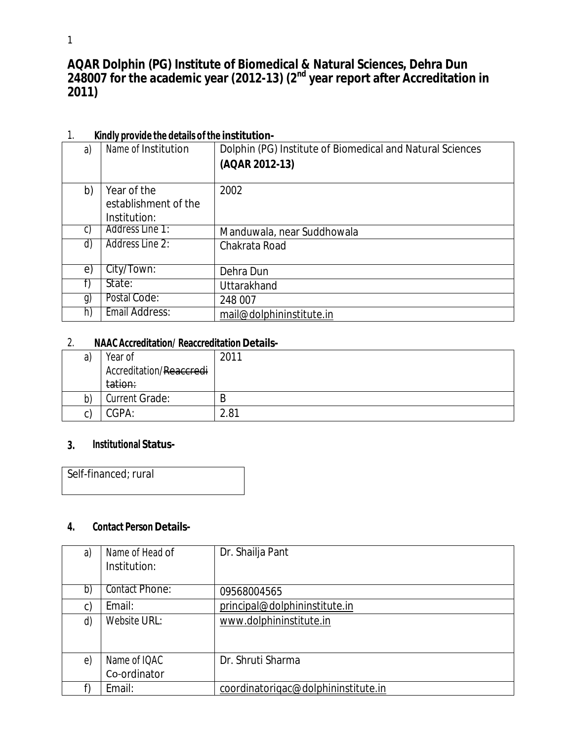# AQAR Dolphin (PG) Institute of Biomedical & Natural Sciences, Dehra Dun 248007 for the academic year (2012-13) (2nd year report after Accreditation in 2011)

## 1. Kindly provide the details of the institution-

| | | |
|---|---|---|
| a) | Name of Institution | Dolphin (PG) Institute of Biomedical and Natural Sciences **(AQAR 2012-13)** |
| b) | Year of the establishment of the Institution: | 2002 |
| c) | Address Line 1: | Manduwala, near Suddhowala |
| d) | Address Line 2: | Chakrata Road |
| e) | City/Town: | Dehra Dun |
| f) | State: | Uttarakhand |
| g) | Postal Code: | 248 007 |
| h) | Email Address: | mail@dolphininstitute.in |

## 2. NAAC Accreditation/ Reaccreditation Details-

| | | |
|---|---|---|
| a) | Year of Accreditation/~~Reaccreditation:~~ | 2011 |
| b) | Current Grade: | B |
| c) | CGPA: | 2.81 |

## 3. Institutional Status-

Self-financed; rural

## 4. Contact Person Details-

| | | |
|---|---|---|
| a) | Name of Head of Institution: | Dr. Shailja Pant |
| b) | Contact Phone: | 09568004565 |
| c) | Email: | principal@dolphininstitute.in |
| d) | Website URL: | www.dolphininstitute.in |
| e) | Name of IQAC Co-ordinator | Dr. Shruti Sharma |
| f) | Email: | coordinatoriqac@dolphininstitute.in |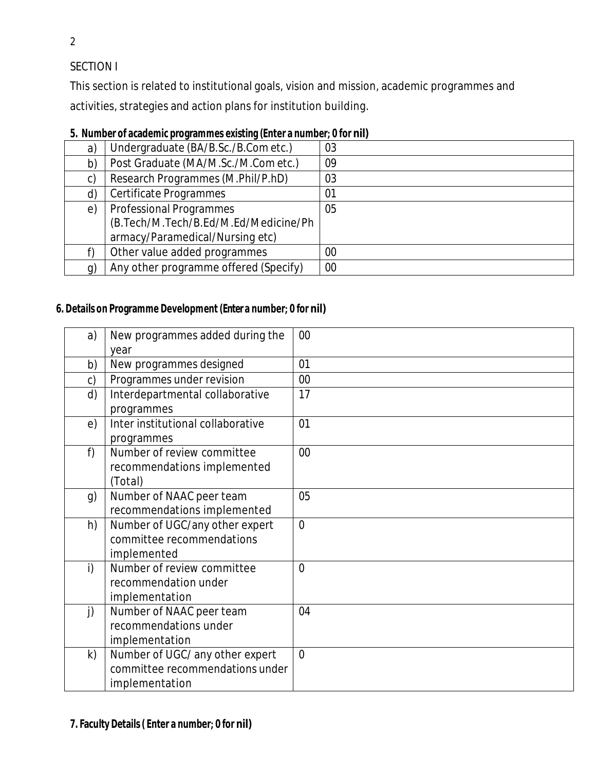SECTION I

This section is related to institutional goals, vision and mission, academic programmes and activities, strategies and action plans for institution building.

**5. Number of academic programmes existing (Enter a number; 0 for nil)**

| | | |
|---|---|---|
| a) | Undergraduate (BA/B.Sc./B.Com etc.) | 03 |
| b) | Post Graduate (MA/M.Sc./M.Com etc.) | 09 |
| c) | Research Programmes (M.Phil/P.hD) | 03 |
| d) | Certificate Programmes | 01 |
| e) | Professional Programmes (B.Tech/M.Tech/B.Ed/M.Ed/Medicine/Pharmacy/Paramedical/Nursing etc) | 05 |
| f) | Other value added programmes | 00 |
| g) | Any other programme offered (Specify) | 00 |

**6. Details on Programme Development (Enter a number; 0 for nil)**

| | | |
|---|---|---|
| a) | New programmes added during the year | 00 |
| b) | New programmes designed | 01 |
| c) | Programmes under revision | 00 |
| d) | Interdepartmental collaborative programmes | 17 |
| e) | Inter institutional collaborative programmes | 01 |
| f) | Number of review committee recommendations implemented (Total) | 00 |
| g) | Number of NAAC peer team recommendations implemented | 05 |
| h) | Number of UGC/any other expert committee recommendations implemented | 0 |
| i) | Number of review committee recommendation under implementation | 0 |
| j) | Number of NAAC peer team recommendations under implementation | 04 |
| k) | Number of UGC/ any other expert committee recommendations under implementation | 0 |

**7. Faculty Details ( Enter a number; 0 for nil)**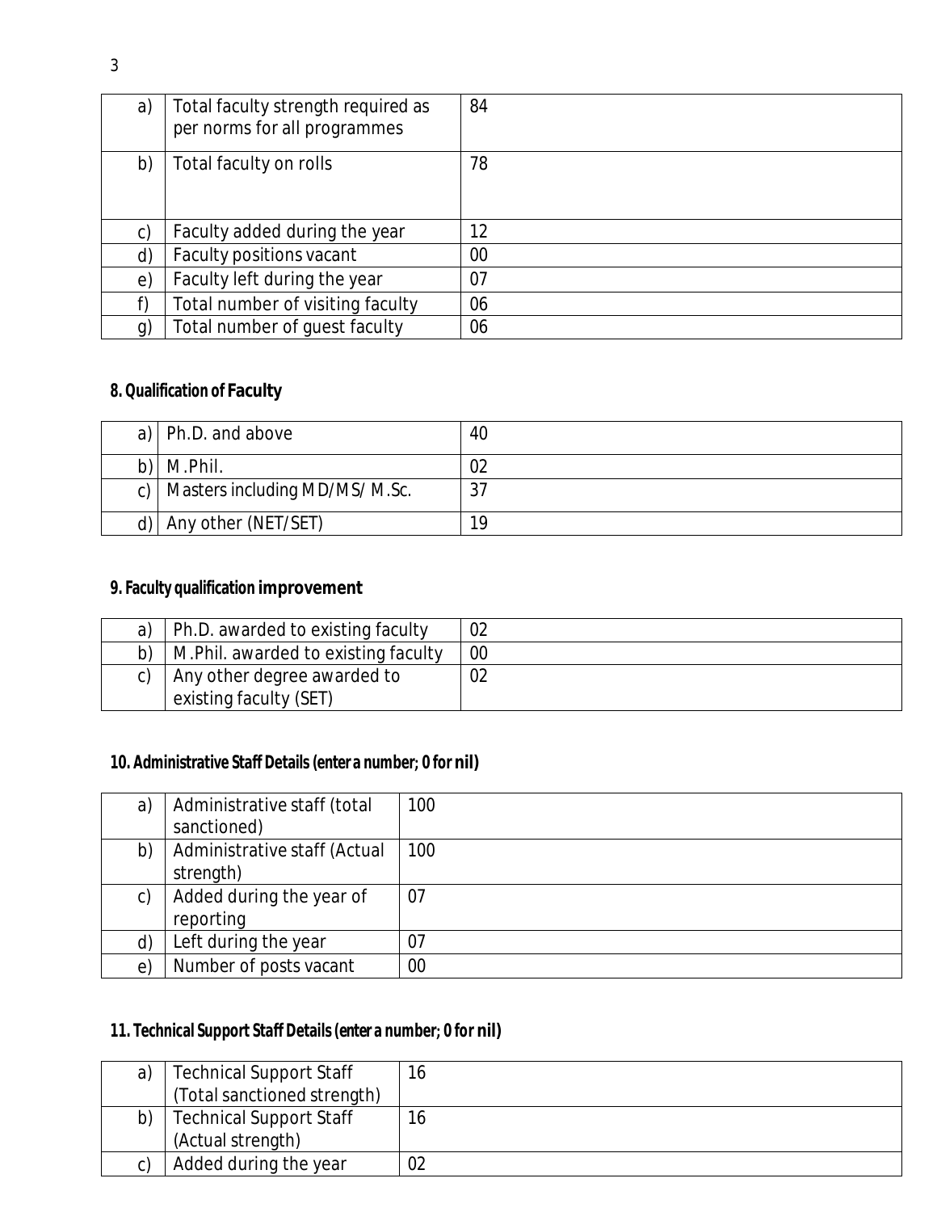| | | |
|---|---|---|
| a) | Total faculty strength required as per norms for all programmes | 84 |
| b) | Total faculty on rolls | 78 |
| c) | Faculty added during the year | 12 |
| d) | Faculty positions vacant | 00 |
| e) | Faculty left during the year | 07 |
| f) | Total number of visiting faculty | 06 |
| g) | Total number of guest faculty | 06 |

### 8. Qualification of Faculty

| | | |
|---|---|---|
| a) | Ph.D. and above | 40 |
| b) | M.Phil. | 02 |
| c) | Masters including MD/MS/ M.Sc. | 37 |
| d) | Any other (NET/SET) | 19 |

### 9. Faculty qualification improvement

| | | |
|---|---|---|
| a) | Ph.D. awarded to existing faculty | 02 |
| b) | M.Phil. awarded to existing faculty | 00 |
| c) | Any other degree awarded to existing faculty (SET) | 02 |

### 10. Administrative Staff Details (enter a number; 0 for nil)

| | | |
|---|---|---|
| a) | Administrative staff (total sanctioned) | 100 |
| b) | Administrative staff (Actual strength) | 100 |
| c) | Added during the year of reporting | 07 |
| d) | Left during the year | 07 |
| e) | Number of posts vacant | 00 |

### 11. Technical Support Staff Details (enter a number; 0 for nil)

| | | |
|---|---|---|
| a) | Technical Support Staff (Total sanctioned strength) | 16 |
| b) | Technical Support Staff (Actual strength) | 16 |
| c) | Added during the year | 02 |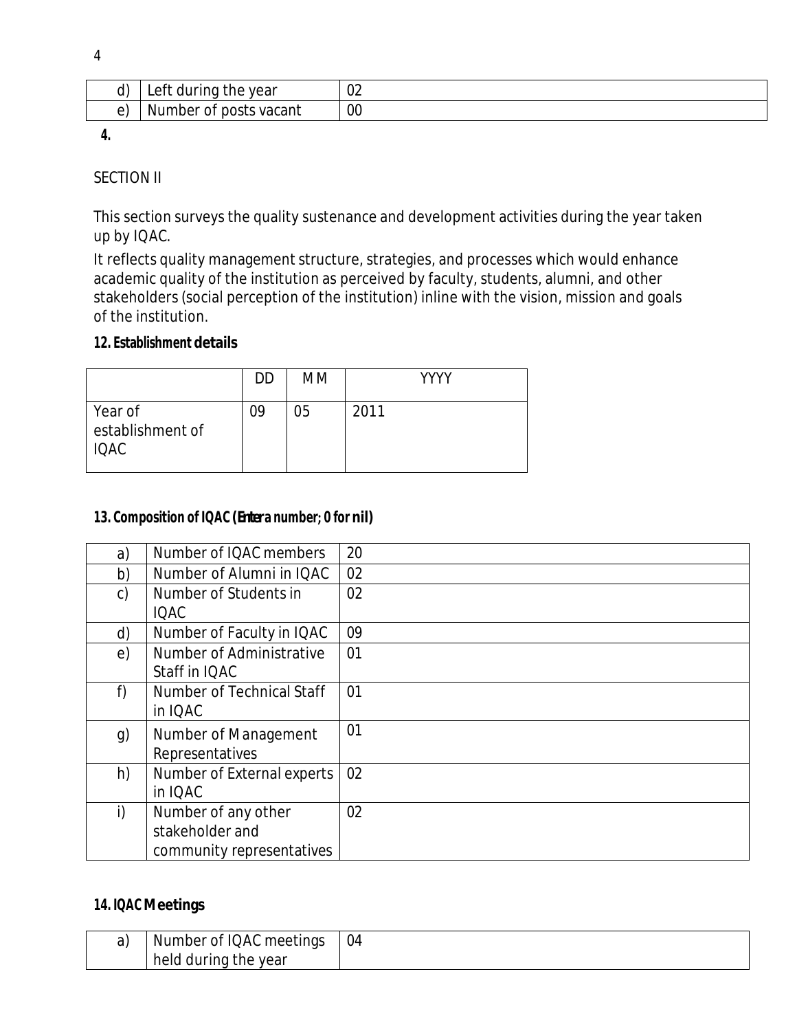| | | |
|---|---|---|
| d) | Left during the year | 02 |
| e) | Number of posts vacant | 00 |

**4.**

SECTION II

This section surveys the quality sustenance and development activities during the year taken up by IQAC.

It reflects quality management structure, strategies, and processes which would enhance academic quality of the institution as perceived by faculty, students, alumni, and other stakeholders (social perception of the institution) inline with the vision, mission and goals of the institution.

**12. Establishment details**

| | DD | MM | YYYY |
|---|---|---|---|
| Year of establishment of IQAC | 09 | 05 | 2011 |

**13. Composition of IQAC (Enter a number; 0 for nil)**

| | | |
|---|---|---|
| a) | Number of IQAC members | 20 |
| b) | Number of Alumni in IQAC | 02 |
| c) | Number of Students in IQAC | 02 |
| d) | Number of Faculty in IQAC | 09 |
| e) | Number of Administrative Staff in IQAC | 01 |
| f) | Number of Technical Staff in IQAC | 01 |
| g) | Number of Management Representatives | 01 |
| h) | Number of External experts in IQAC | 02 |
| i) | Number of any other stakeholder and community representatives | 02 |

**14. IQAC Meetings**

| | | |
|---|---|---|
| a) | Number of IQAC meetings held during the year | 04 |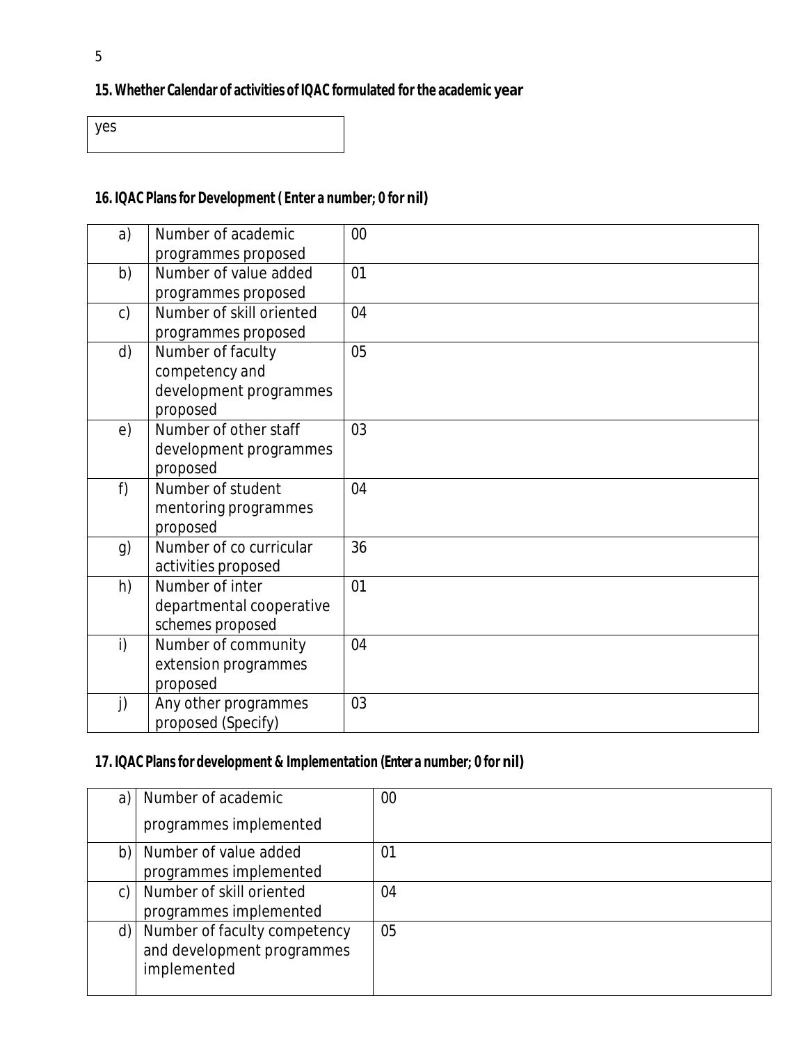**15. Whether Calendar of activities of IQAC formulated for the academic year**

| yes |
|---|

**16. IQAC Plans for Development ( Enter a number; 0 for nil)**

| | | |
|---|---|---|
| a) | Number of academic programmes proposed | 00 |
| b) | Number of value added programmes proposed | 01 |
| c) | Number of skill oriented programmes proposed | 04 |
| d) | Number of faculty competency and development programmes proposed | 05 |
| e) | Number of other staff development programmes proposed | 03 |
| f) | Number of student mentoring programmes proposed | 04 |
| g) | Number of co curricular activities proposed | 36 |
| h) | Number of inter departmental cooperative schemes proposed | 01 |
| i) | Number of community extension programmes proposed | 04 |
| j) | Any other programmes proposed (Specify) | 03 |

**17. IQAC Plans for development & Implementation (Enter a number; 0 for nil)**

| | | |
|---|---|---|
| a) | Number of academic programmes implemented | 00 |
| b) | Number of value added programmes implemented | 01 |
| c) | Number of skill oriented programmes implemented | 04 |
| d) | Number of faculty competency and development programmes implemented | 05 |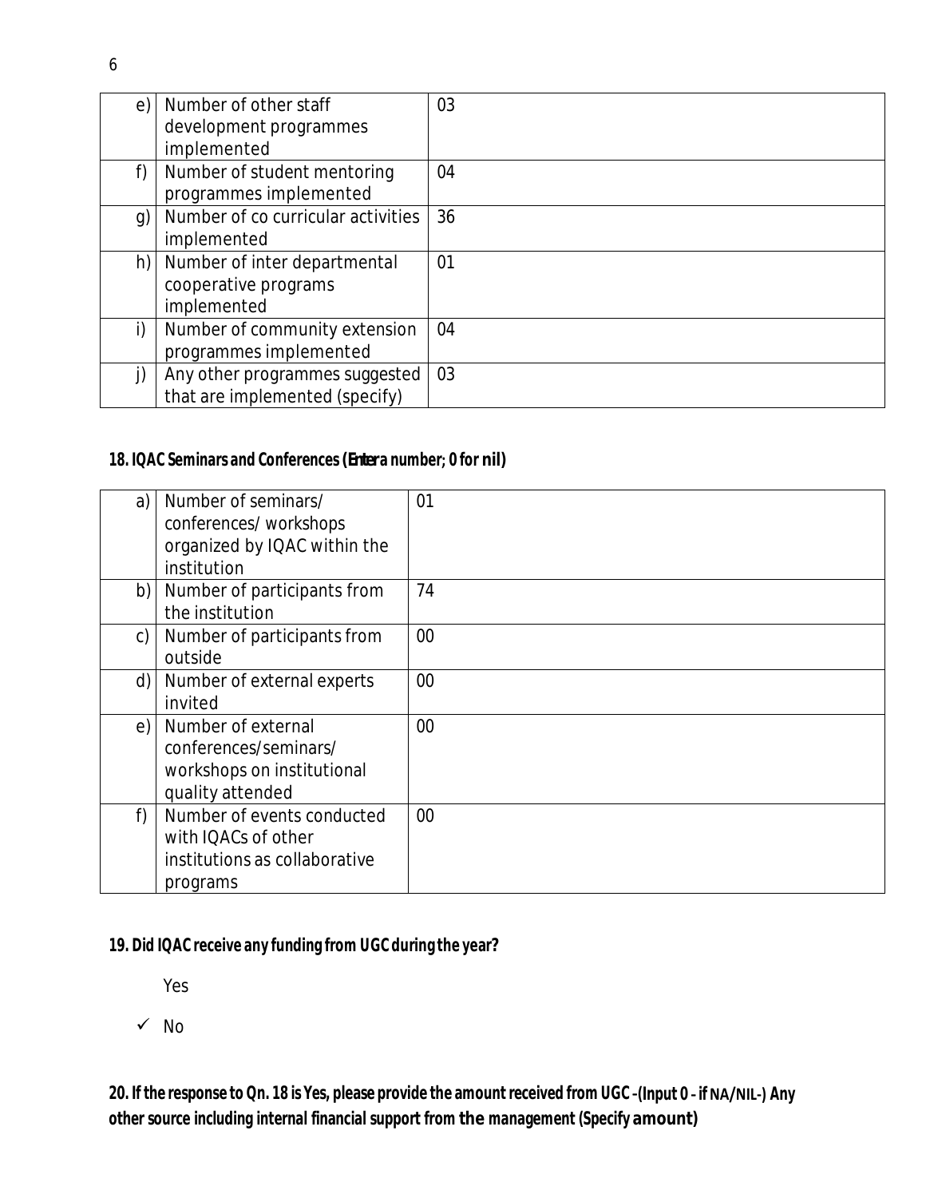| | | |
|---|---|---|
| e) | Number of other staff development programmes implemented | 03 |
| f) | Number of student mentoring programmes implemented | 04 |
| g) | Number of co curricular activities implemented | 36 |
| h) | Number of inter departmental cooperative programs implemented | 01 |
| i) | Number of community extension programmes implemented | 04 |
| j) | Any other programmes suggested that are implemented (specify) | 03 |

**18. IQAC Seminars and Conferences (Enter a number; 0 for nil)**

| | | |
|---|---|---|
| a) | Number of seminars/ conferences/ workshops organized by IQAC within the institution | 01 |
| b) | Number of participants from the institution | 74 |
| c) | Number of participants from outside | 00 |
| d) | Number of external experts invited | 00 |
| e) | Number of external conferences/seminars/ workshops on institutional quality attended | 00 |
| f) | Number of events conducted with IQACs of other institutions as collaborative programs | 00 |

**19. Did IQAC receive any funding from UGC during the year?**

Yes

✓ No

**20. If the response to Qn. 18 is Yes, please provide the amount received from UGC –(Input 0 – if NA/NIL-) Any other source including internal financial support from the management (Specify amount)**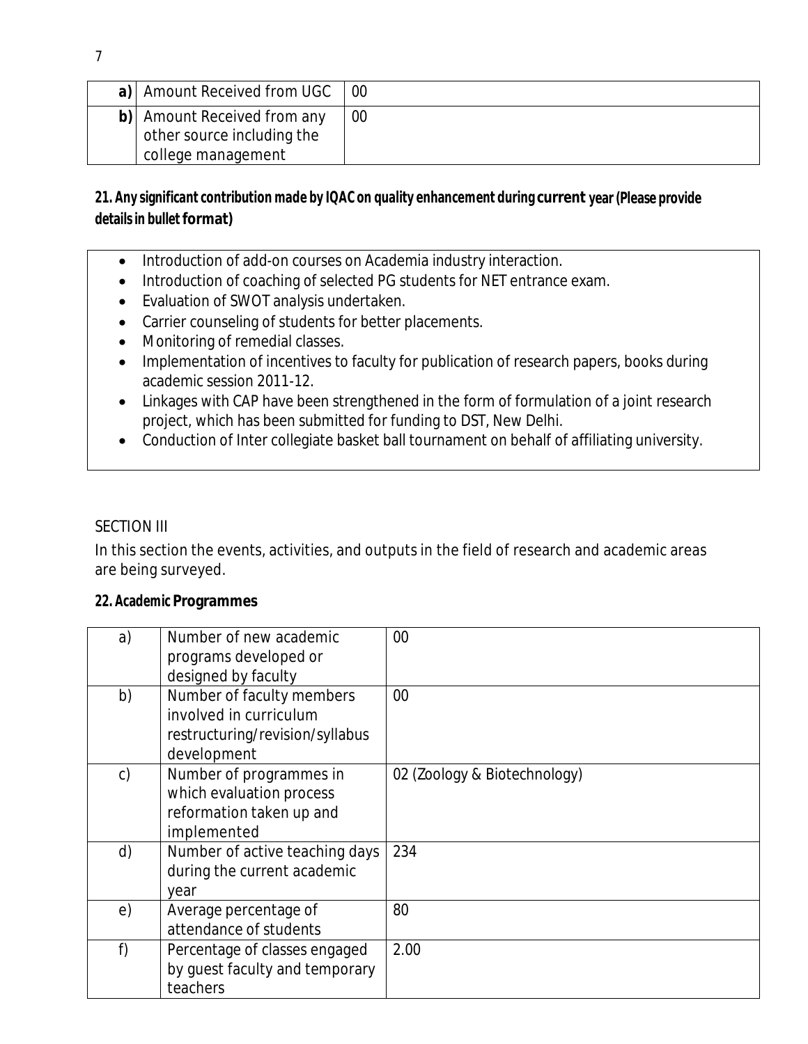| a) | Amount Received from UGC | 00 |
|---|---|---|
| b) | Amount Received from any other source including the college management | 00 |

**21. Any significant contribution made by IQAC on quality enhancement during current year (Please provide details in bullet format)**

- Introduction of add-on courses on Academia industry interaction.
- Introduction of coaching of selected PG students for NET entrance exam.
- Evaluation of SWOT analysis undertaken.
- Carrier counseling of students for better placements.
- Monitoring of remedial classes.
- Implementation of incentives to faculty for publication of research papers, books during academic session 2011-12.
- Linkages with CAP have been strengthened in the form of formulation of a joint research project, which has been submitted for funding to DST, New Delhi.
- Conduction of Inter collegiate basket ball tournament on behalf of affiliating university.

SECTION III

In this section the events, activities, and outputs in the field of research and academic areas are being surveyed.

**22. Academic Programmes**

| a) | Number of new academic programs developed or designed by faculty | 00 |
|---|---|---|
| b) | Number of faculty members involved in curriculum restructuring/revision/syllabus development | 00 |
| c) | Number of programmes in which evaluation process reformation taken up and implemented | 02 (Zoology & Biotechnology) |
| d) | Number of active teaching days during the current academic year | 234 |
| e) | Average percentage of attendance of students | 80 |
| f) | Percentage of classes engaged by guest faculty and temporary teachers | 2.00 |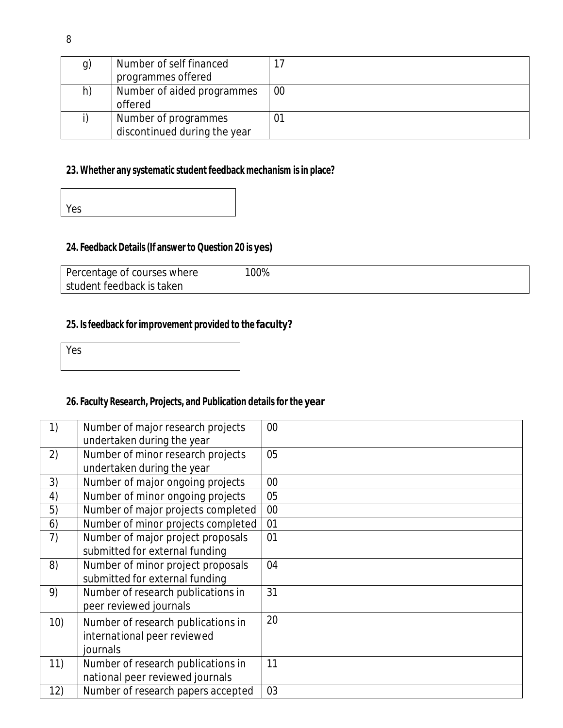| g) | Number of self financed programmes offered | 17 |
|---|---|---|
| h) | Number of aided programmes offered | 00 |
| i) | Number of programmes discontinued during the year | 01 |

**23. Whether any systematic student feedback mechanism is in place?**

Yes

**24. Feedback Details (If answer to Question 20 is yes)**

| Percentage of courses where student feedback is taken | 100% |
|---|---|

**25. Is feedback for improvement provided to the faculty?**

Yes

**26. Faculty Research, Projects, and Publication details for the year**

| 1) | Number of major research projects undertaken during the year | 00 |
|---|---|---|
| 2) | Number of minor research projects undertaken during the year | 05 |
| 3) | Number of major ongoing projects | 00 |
| 4) | Number of minor ongoing projects | 05 |
| 5) | Number of major projects completed | 00 |
| 6) | Number of minor projects completed | 01 |
| 7) | Number of major project proposals submitted for external funding | 01 |
| 8) | Number of minor project proposals submitted for external funding | 04 |
| 9) | Number of research publications in peer reviewed journals | 31 |
| 10) | Number of research publications in international peer reviewed journals | 20 |
| 11) | Number of research publications in national peer reviewed journals | 11 |
| 12) | Number of research papers accepted | 03 |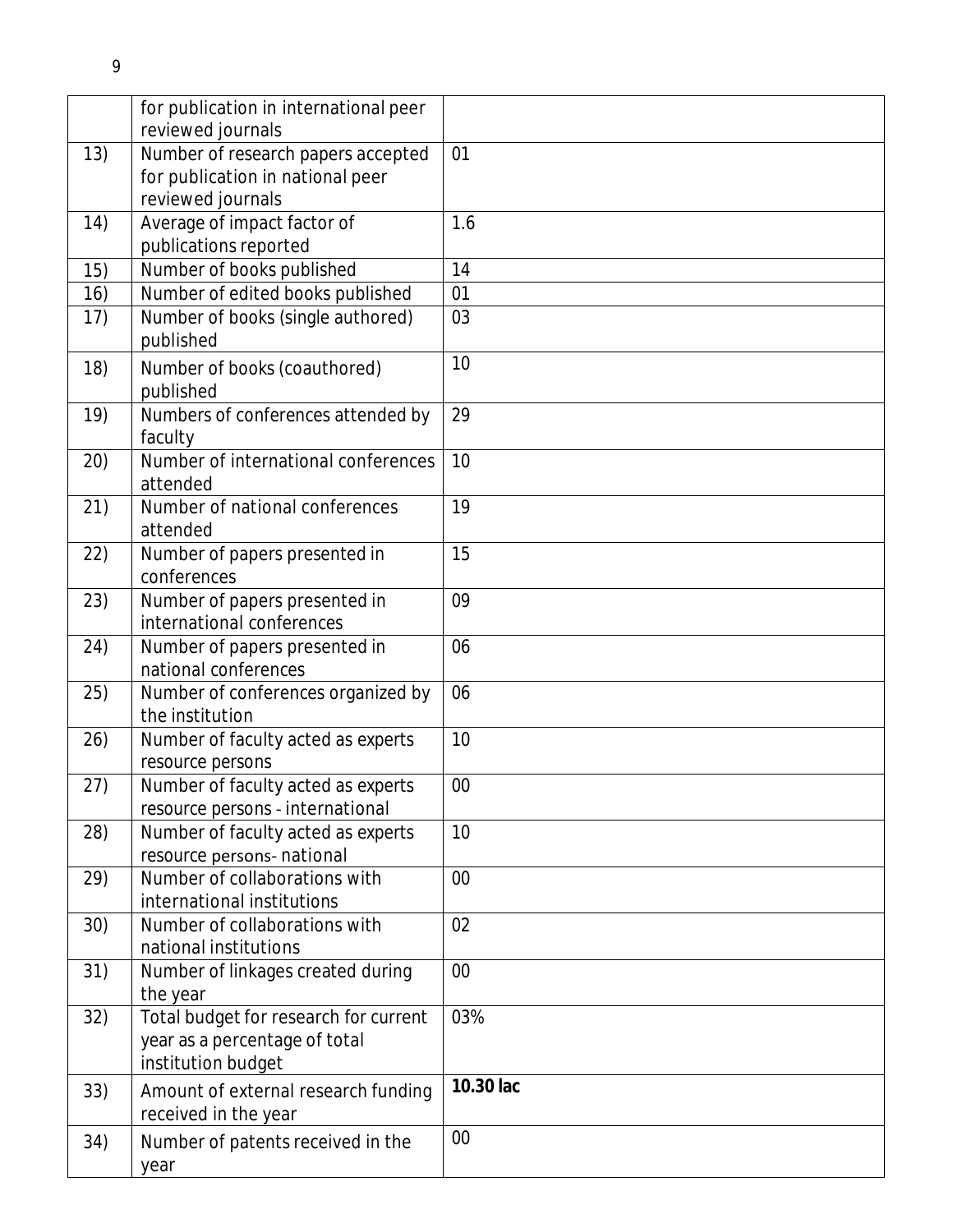|  |  |  |
|---|---|---|
|  | for publication in international peer reviewed journals |  |
| 13) | Number of research papers accepted for publication in national peer reviewed journals | 01 |
| 14) | Average of impact factor of publications reported | 1.6 |
| 15) | Number of books published | 14 |
| 16) | Number of edited books published | 01 |
| 17) | Number of books (single authored) published | 03 |
| 18) | Number of books (coauthored) published | 10 |
| 19) | Numbers of conferences attended by faculty | 29 |
| 20) | Number of international conferences attended | 10 |
| 21) | Number of national conferences attended | 19 |
| 22) | Number of papers presented in conferences | 15 |
| 23) | Number of papers presented in international conferences | 09 |
| 24) | Number of papers presented in national conferences | 06 |
| 25) | Number of conferences organized by the institution | 06 |
| 26) | Number of faculty acted as experts resource persons | 10 |
| 27) | Number of faculty acted as experts resource persons - international | 00 |
| 28) | Number of faculty acted as experts resource persons- national | 10 |
| 29) | Number of collaborations with international institutions | 00 |
| 30) | Number of collaborations with national institutions | 02 |
| 31) | Number of linkages created during the year | 00 |
| 32) | Total budget for research for current year as a percentage of total institution budget | 03% |
| 33) | Amount of external research funding received in the year | **10.30 lac** |
| 34) | Number of patents received in the year | 00 |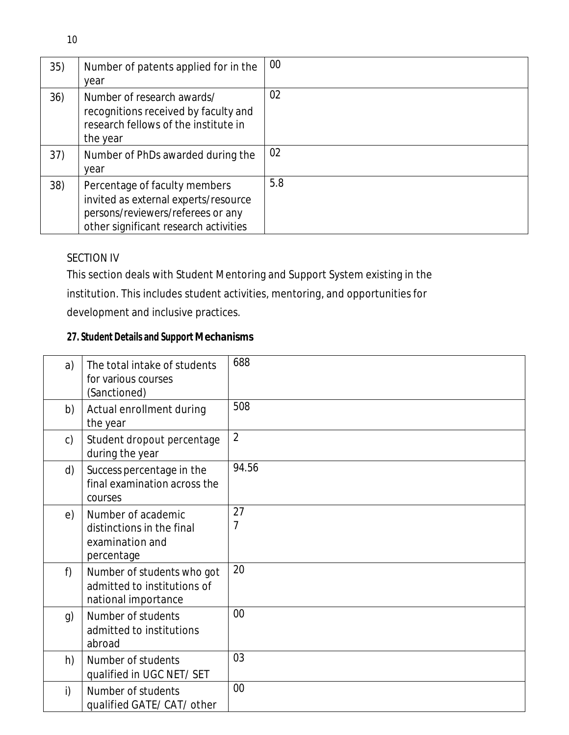| 35) | Number of patents applied for in the year | 00 |
|---|---|---|
| 36) | Number of research awards/ recognitions received by faculty and research fellows of the institute in the year | 02 |
| 37) | Number of PhDs awarded during the year | 02 |
| 38) | Percentage of faculty members invited as external experts/resource persons/reviewers/referees or any other significant research activities | 5.8 |

SECTION IV

This section deals with Student Mentoring and Support System existing in the institution. This includes student activities, mentoring, and opportunities for development and inclusive practices.

**27. Student Details and Support Mechanisms**

| a) | The total intake of students for various courses (Sanctioned) | 688 |
|---|---|---|
| b) | Actual enrollment during the year | 508 |
| c) | Student dropout percentage during the year | 2 |
| d) | Success percentage in the final examination across the courses | 94.56 |
| e) | Number of academic distinctions in the final examination and percentage | 27<br>7 |
| f) | Number of students who got admitted to institutions of national importance | 20 |
| g) | Number of students admitted to institutions abroad | 00 |
| h) | Number of students qualified in UGC NET/ SET | 03 |
| i) | Number of students qualified GATE/ CAT/ other | 00 |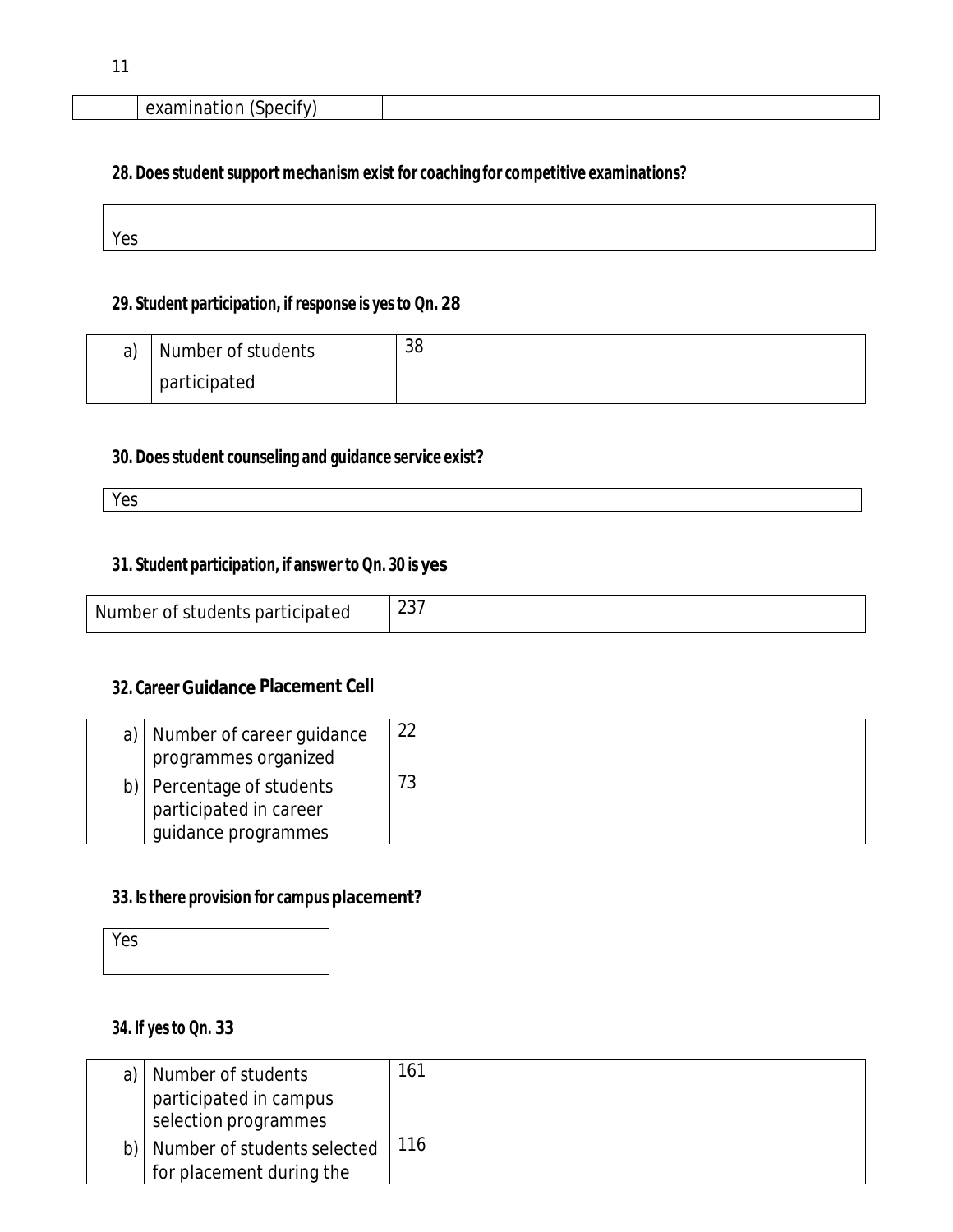| | examination (Specify) | |
|---|---|---|

**28. Does student support mechanism exist for coaching for competitive examinations?**

| Yes |
|---|

**29. Student participation, if response is yes to Qn. 28**

| a) | Number of students participated | 38 |
|---|---|---|

**30. Does student counseling and guidance service exist?**

| Yes |
|---|

**31. Student participation, if answer to Qn. 30 is yes**

| Number of students participated | 237 |
|---|---|

**32. Career Guidance Placement Cell**

| a) | Number of career guidance programmes organized | 22 |
|---|---|---|
| b) | Percentage of students participated in career guidance programmes | 73 |

**33. Is there provision for campus placement?**

| Yes |
|---|

**34. If yes to Qn. 33**

| a) | Number of students participated in campus selection programmes | 161 |
|---|---|---|
| b) | Number of students selected for placement during the | 116 |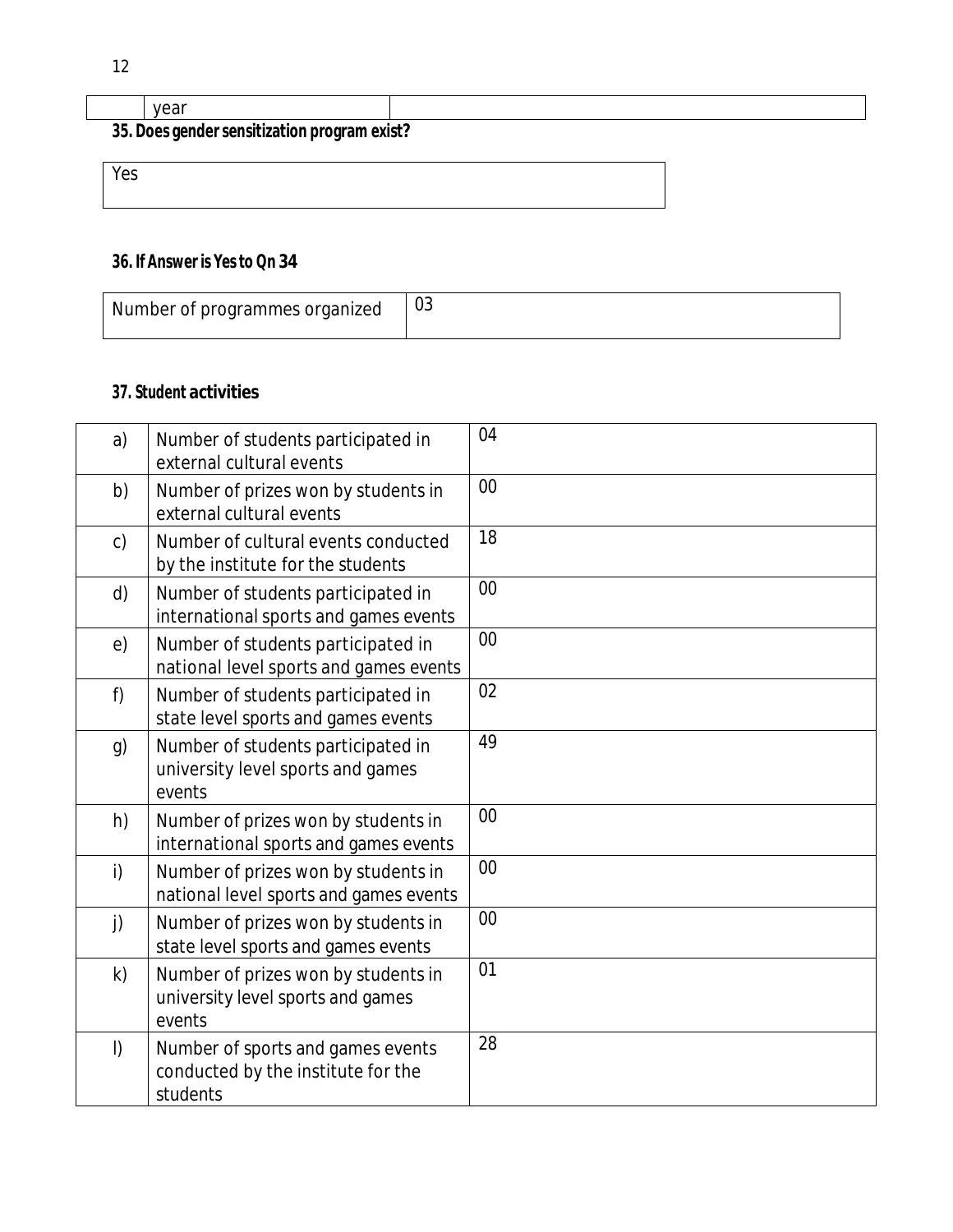|  | year |  |
|---|---|---|

**35. Does gender sensitization program exist?**

| Yes |
|---|

**36. If Answer is Yes to Qn 34**

| Number of programmes organized | 03 |
|---|---|

**37. Student activities**

| | | |
|---|---|---|
| a) | Number of students participated in external cultural events | 04 |
| b) | Number of prizes won by students in external cultural events | 00 |
| c) | Number of cultural events conducted by the institute for the students | 18 |
| d) | Number of students participated in international sports and games events | 00 |
| e) | Number of students participated in national level sports and games events | 00 |
| f) | Number of students participated in state level sports and games events | 02 |
| g) | Number of students participated in university level sports and games events | 49 |
| h) | Number of prizes won by students in international sports and games events | 00 |
| i) | Number of prizes won by students in national level sports and games events | 00 |
| j) | Number of prizes won by students in state level sports and games events | 00 |
| k) | Number of prizes won by students in university level sports and games events | 01 |
| l) | Number of sports and games events conducted by the institute for the students | 28 |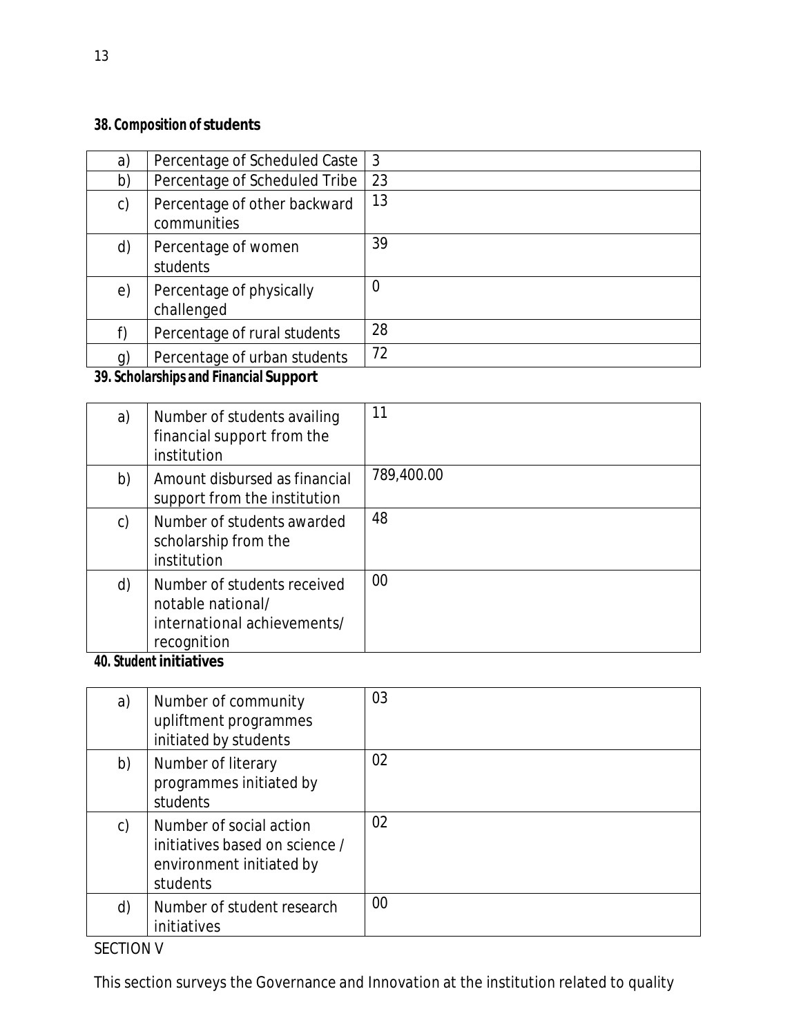**38. Composition of students**

| | | |
|---|---|---|
| a) | Percentage of Scheduled Caste | 3 |
| b) | Percentage of Scheduled Tribe | 23 |
| c) | Percentage of other backward communities | 13 |
| d) | Percentage of women students | 39 |
| e) | Percentage of physically challenged | 0 |
| f) | Percentage of rural students | 28 |
| g) | Percentage of urban students | 72 |

**39. Scholarships and Financial Support**

| | | |
|---|---|---|
| a) | Number of students availing financial support from the institution | 11 |
| b) | Amount disbursed as financial support from the institution | 789,400.00 |
| c) | Number of students awarded scholarship from the institution | 48 |
| d) | Number of students received notable national/ international achievements/ recognition | 00 |

**40. Student initiatives**

| | | |
|---|---|---|
| a) | Number of community upliftment programmes initiated by students | 03 |
| b) | Number of literary programmes initiated by students | 02 |
| c) | Number of social action initiatives based on science / environment initiated by students | 02 |
| d) | Number of student research initiatives | 00 |

SECTION V

This section surveys the Governance and Innovation at the institution related to quality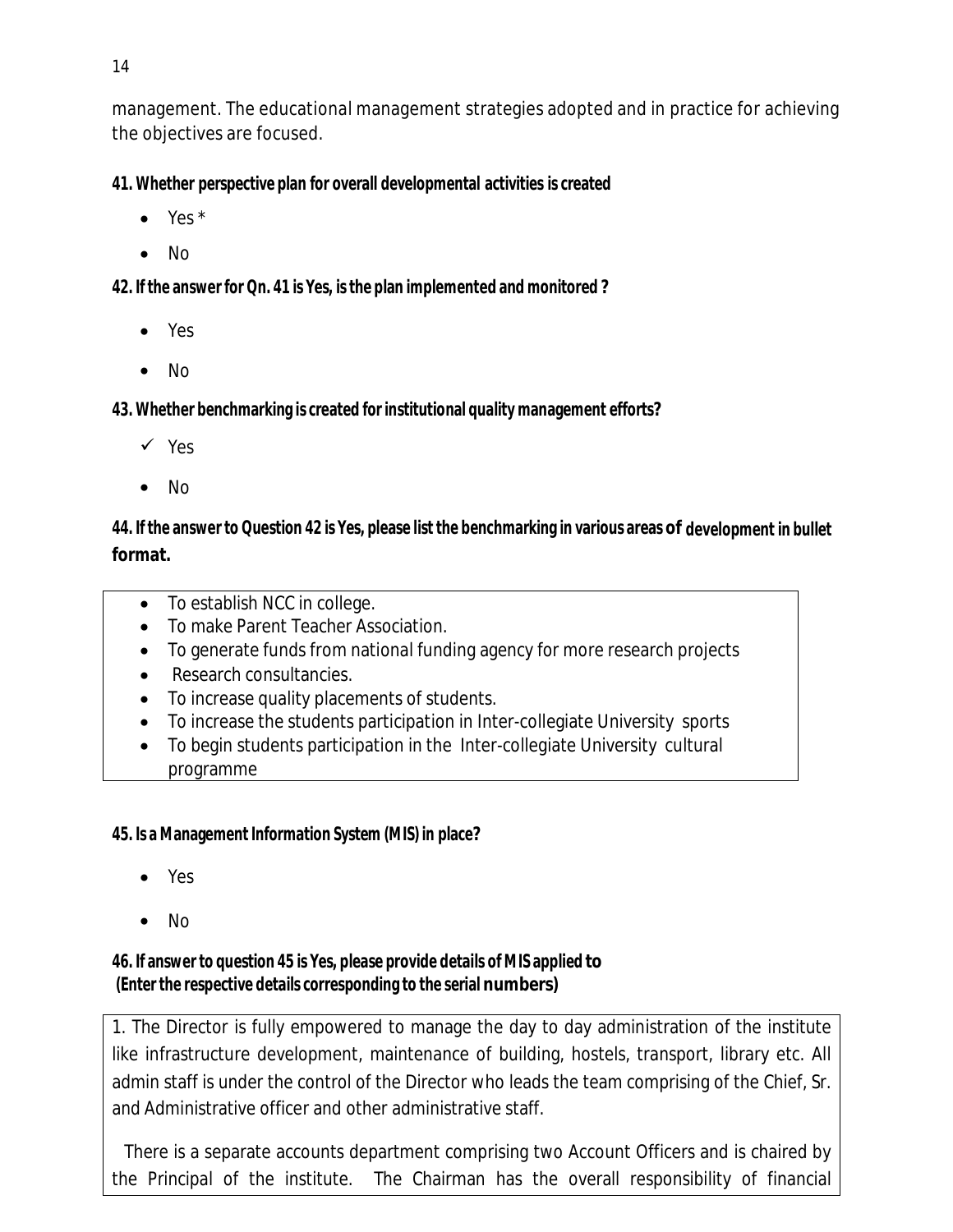management. The educational management strategies adopted and in practice for achieving the objectives are focused.

**41. Whether perspective plan for overall developmental activities is created**

- Yes *
- No

**42. If the answer for Qn. 41 is Yes, is the plan implemented and monitored ?**

- Yes
- No

**43. Whether benchmarking is created for institutional quality management efforts?**

- ✓ Yes
- No

**44. If the answer to Question 42 is Yes, please list the benchmarking in various areas of development in bullet format.**

- To establish NCC in college.
- To make Parent Teacher Association.
- To generate funds from national funding agency for more research projects
- Research consultancies.
- To increase quality placements of students.
- To increase the students participation in Inter-collegiate University sports
- To begin students participation in the Inter-collegiate University cultural programme

**45. Is a Management Information System (MIS) in place?**

- Yes
- No

**46. If answer to question 45 is Yes, please provide details of MIS applied to**
**(Enter the respective details corresponding to the serial numbers)**

1. The Director is fully empowered to manage the day to day administration of the institute like infrastructure development, maintenance of building, hostels, transport, library etc. All admin staff is under the control of the Director who leads the team comprising of the Chief, Sr. and Administrative officer and other administrative staff.

There is a separate accounts department comprising two Account Officers and is chaired by the Principal of the institute. The Chairman has the overall responsibility of financial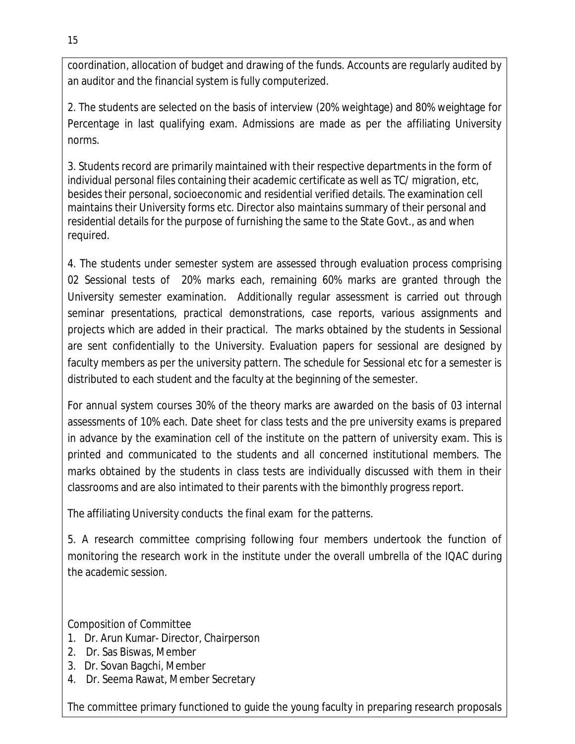coordination, allocation of budget and drawing of the funds. Accounts are regularly audited by an auditor and the financial system is fully computerized.

2. The students are selected on the basis of interview (20% weightage) and 80% weightage for Percentage in last qualifying exam. Admissions are made as per the affiliating University norms.

3. Students record are primarily maintained with their respective departments in the form of individual personal files containing their academic certificate as well as TC/ migration, etc, besides their personal, socioeconomic and residential verified details. The examination cell maintains their University forms etc. Director also maintains summary of their personal and residential details for the purpose of furnishing the same to the State Govt., as and when required.

4. The students under semester system are assessed through evaluation process comprising 02 Sessional tests of 20% marks each, remaining 60% marks are granted through the University semester examination. Additionally regular assessment is carried out through seminar presentations, practical demonstrations, case reports, various assignments and projects which are added in their practical. The marks obtained by the students in Sessional are sent confidentially to the University. Evaluation papers for sessional are designed by faculty members as per the university pattern. The schedule for Sessional etc for a semester is distributed to each student and the faculty at the beginning of the semester.

For annual system courses 30% of the theory marks are awarded on the basis of 03 internal assessments of 10% each. Date sheet for class tests and the pre university exams is prepared in advance by the examination cell of the institute on the pattern of university exam. This is printed and communicated to the students and all concerned institutional members. The marks obtained by the students in class tests are individually discussed with them in their classrooms and are also intimated to their parents with the bimonthly progress report.

The affiliating University conducts the final exam for the patterns.

5. A research committee comprising following four members undertook the function of monitoring the research work in the institute under the overall umbrella of the IQAC during the academic session.

Composition of Committee

1. Dr. Arun Kumar- Director, Chairperson
2. Dr. Sas Biswas, Member
3. Dr. Sovan Bagchi, Member
4. Dr. Seema Rawat, Member Secretary

The committee primary functioned to guide the young faculty in preparing research proposals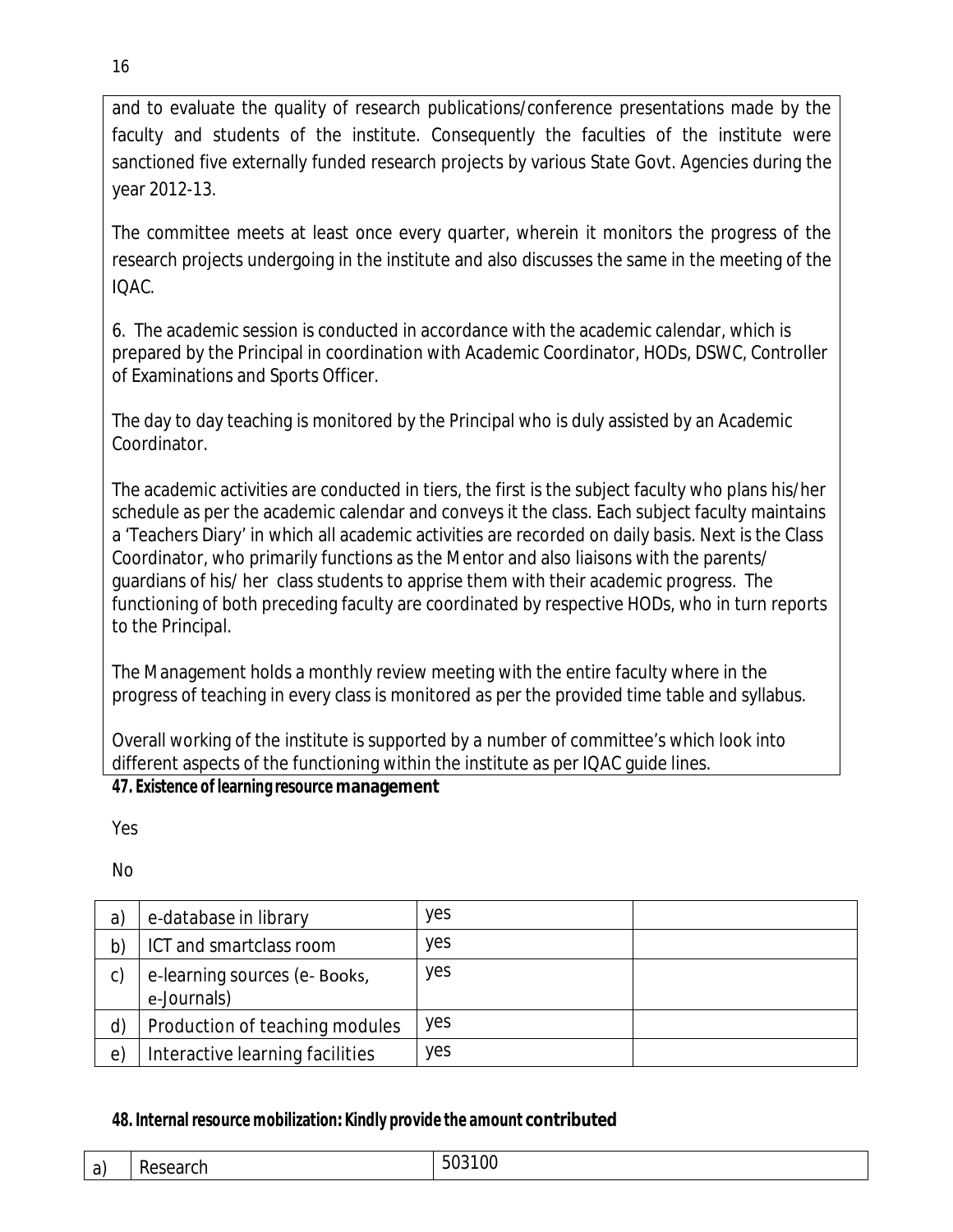and to evaluate the quality of research publications/conference presentations made by the faculty and students of the institute. Consequently the faculties of the institute were sanctioned five externally funded research projects by various State Govt. Agencies during the year 2012-13.

The committee meets at least once every quarter, wherein it monitors the progress of the research projects undergoing in the institute and also discusses the same in the meeting of the IQAC.

6. The academic session is conducted in accordance with the academic calendar, which is prepared by the Principal in coordination with Academic Coordinator, HODs, DSWC, Controller of Examinations and Sports Officer.

The day to day teaching is monitored by the Principal who is duly assisted by an Academic Coordinator.

The academic activities are conducted in tiers, the first is the subject faculty who plans his/her schedule as per the academic calendar and conveys it the class. Each subject faculty maintains a 'Teachers Diary' in which all academic activities are recorded on daily basis. Next is the Class Coordinator, who primarily functions as the Mentor and also liaisons with the parents/ guardians of his/ her class students to apprise them with their academic progress. The functioning of both preceding faculty are coordinated by respective HODs, who in turn reports to the Principal.

The Management holds a monthly review meeting with the entire faculty where in the progress of teaching in every class is monitored as per the provided time table and syllabus.

Overall working of the institute is supported by a number of committee's which look into different aspects of the functioning within the institute as per IQAC guide lines.

**47. Existence of learning resource management**

Yes

No

| | | | |
|---|---|---|---|
| a) | e-database in library | yes | |
| b) | ICT and smartclass room | yes | |
| c) | e-learning sources (e- Books, e-Journals) | yes | |
| d) | Production of teaching modules | yes | |
| e) | Interactive learning facilities | yes | |

**48. Internal resource mobilization: Kindly provide the amount contributed**

| | | |
|---|---|---|
| a) | Research | 503100 |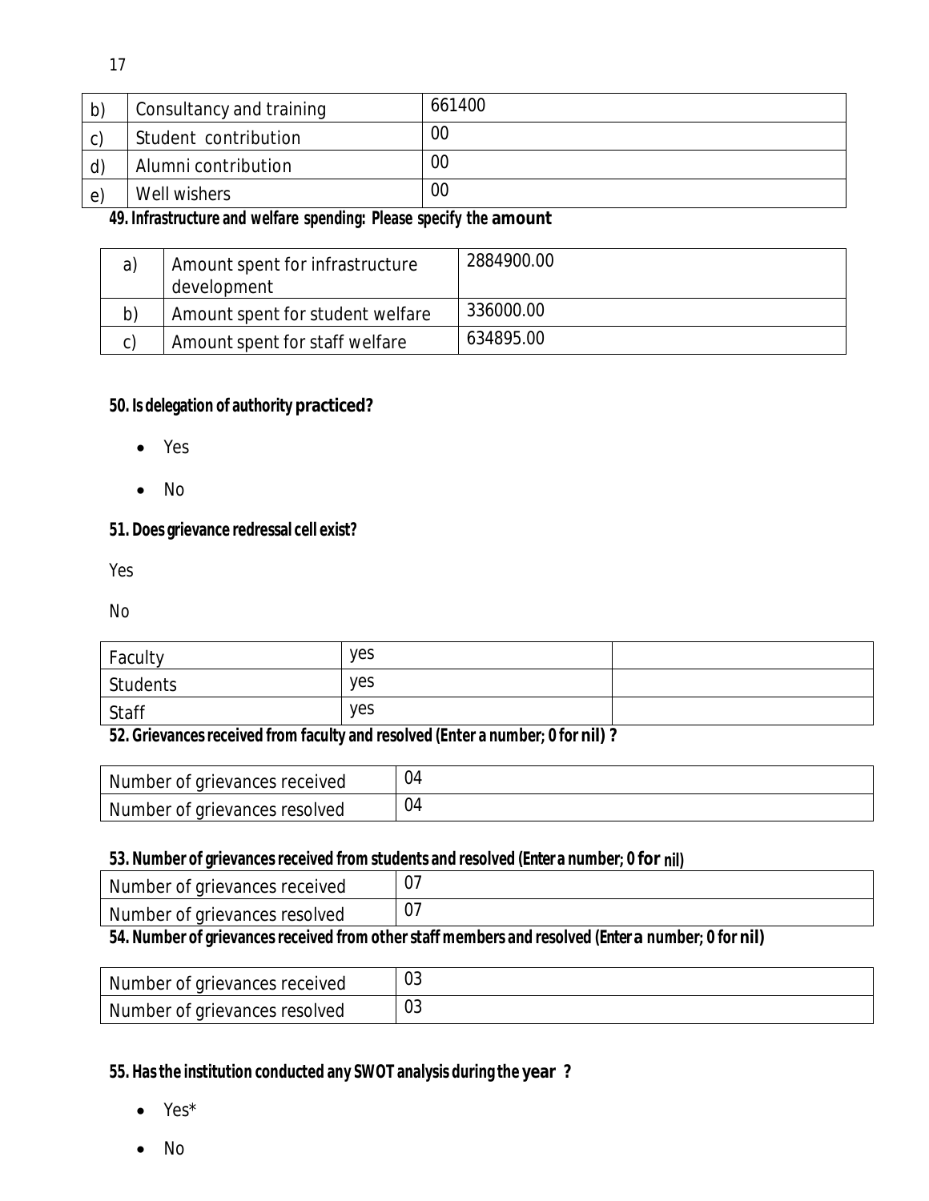| b) | Consultancy and training | 661400 |
|---|---|---|
| c) | Student contribution | 00 |
| d) | Alumni contribution | 00 |
| e) | Well wishers | 00 |

**49. Infrastructure and welfare spending: Please specify the amount**

| a) | Amount spent for infrastructure development | 2884900.00 |
|---|---|---|
| b) | Amount spent for student welfare | 336000.00 |
| c) | Amount spent for staff welfare | 634895.00 |

**50. Is delegation of authority practiced?**

- Yes
- No

**51. Does grievance redressal cell exist?**

Yes

No

| Faculty | yes | |
|---|---|---|
| Students | yes | |
| Staff | yes | |

**52. Grievances received from faculty and resolved (Enter a number; 0 for nil) ?**

| Number of grievances received | 04 |
|---|---|
| Number of grievances resolved | 04 |

**53. Number of grievances received from students and resolved (Enter a number; 0 for nil)**

| Number of grievances received | 07 |
|---|---|
| Number of grievances resolved | 07 |

**54. Number of grievances received from other staff members and resolved (Enter a number; 0 for nil)**

| Number of grievances received | 03 |
|---|---|
| Number of grievances resolved | 03 |

**55. Has the institution conducted any SWOT analysis during the year ?**

- Yes*
- No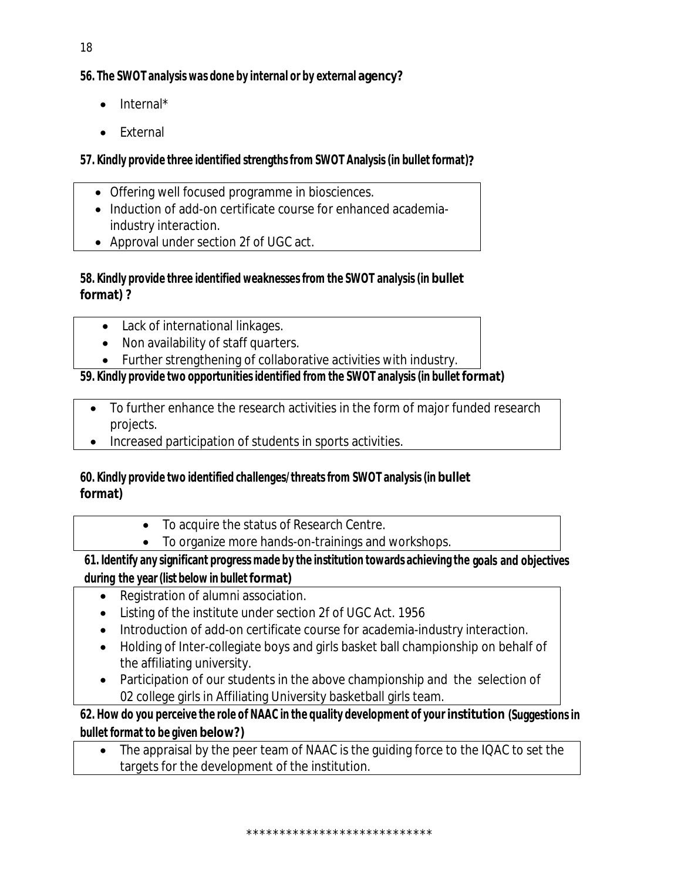**56. The SWOT analysis was done by internal or by external agency?**

- Internal*
- External

**57. Kindly provide three identified strengths from SWOT Analysis (in bullet format)?**

- Offering well focused programme in biosciences.
- Induction of add-on certificate course for enhanced academia-industry interaction.
- Approval under section 2f of UGC act.

**58. Kindly provide three identified weaknesses from the SWOT analysis (in bullet format) ?**

- Lack of international linkages.
- Non availability of staff quarters.
- Further strengthening of collaborative activities with industry.

**59. Kindly provide two opportunities identified from the SWOT analysis (in bullet format)**

- To further enhance the research activities in the form of major funded research projects.
- Increased participation of students in sports activities.

**60. Kindly provide two identified challenges/threats from SWOT analysis (in bullet format)**

- To acquire the status of Research Centre.
- To organize more hands-on-trainings and workshops.

**61. Identify any significant progress made by the institution towards achieving the goals and objectives during the year (list below in bullet format)**

- Registration of alumni association.
- Listing of the institute under section 2f of UGC Act. 1956
- Introduction of add-on certificate course for academia-industry interaction.
- Holding of Inter-collegiate boys and girls basket ball championship on behalf of the affiliating university.
- Participation of our students in the above championship and the selection of 02 college girls in Affiliating University basketball girls team.

**62. How do you perceive the role of NAAC in the quality development of your institution (Suggestions in bullet format to be given below?)**

- The appraisal by the peer team of NAAC is the guiding force to the IQAC to set the targets for the development of the institution.

****************************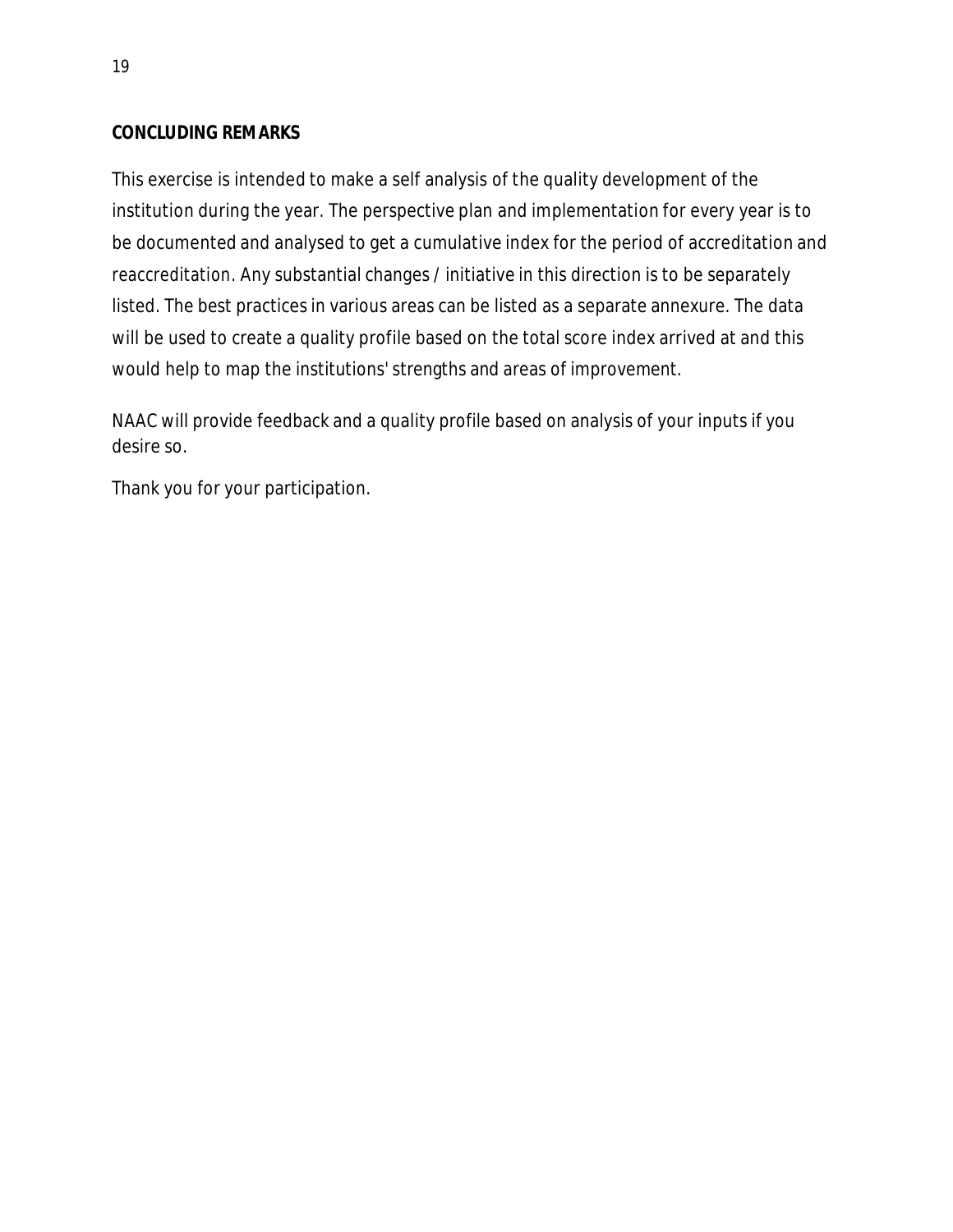## CONCLUDING REMARKS

This exercise is intended to make a self analysis of the quality development of the institution during the year. The perspective plan and implementation for every year is to be documented and analysed to get a cumulative index for the period of accreditation and reaccreditation. Any substantial changes / initiative in this direction is to be separately listed. The best practices in various areas can be listed as a separate annexure. The data will be used to create a quality profile based on the total score index arrived at and this would help to map the institutions' strengths and areas of improvement.

NAAC will provide feedback and a quality profile based on analysis of your inputs if you desire so.

Thank you for your participation.